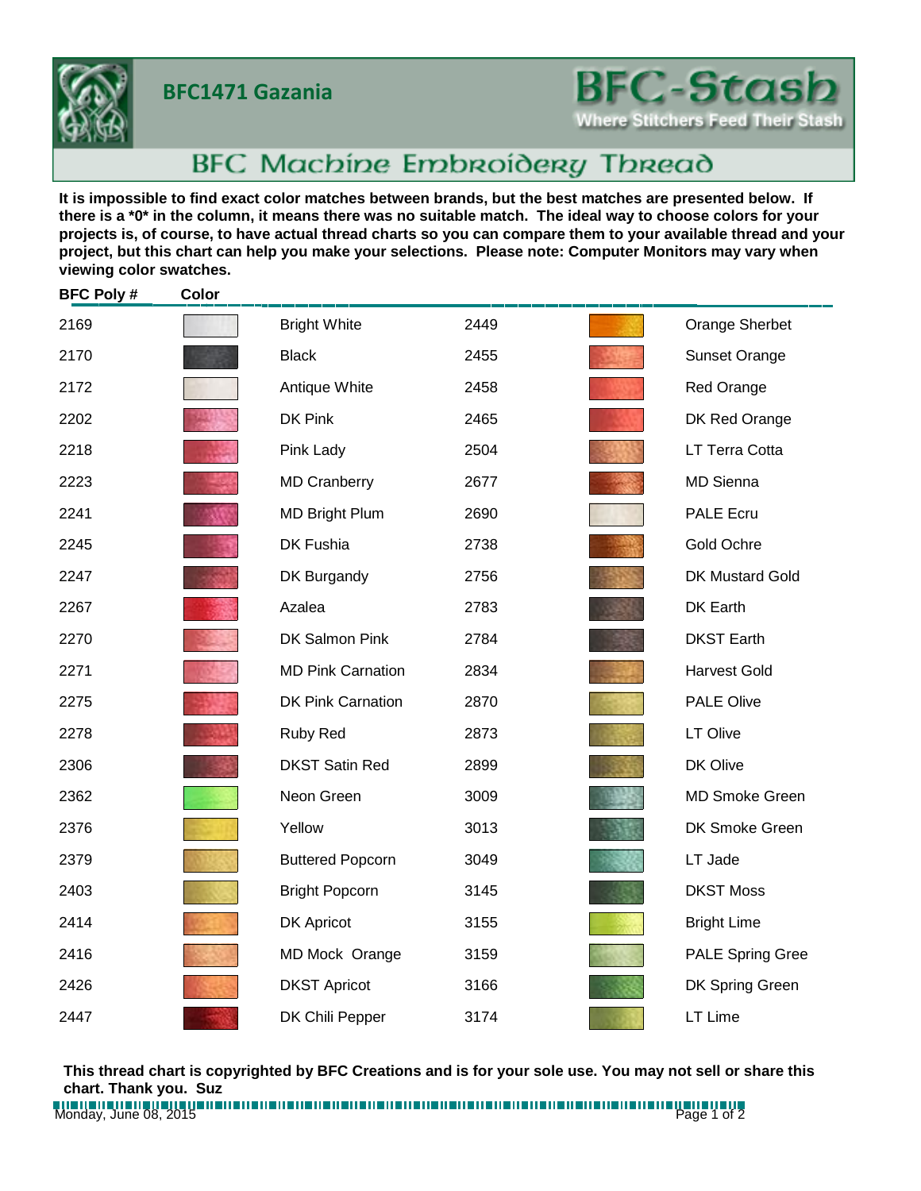# BFC1471 Gazania

**BFC-Stash**

Where Stitchers Feed Their Stash

## BFC Machine Embroidery Thread

**It is impossible to find exact color matches between brands, but the best matches are presented below. If there is a *0* in the column, it means there was no suitable match. The ideal way to choose colors for your projects is, of course, to have actual thread charts so you can compare them to your available thread and your project, but this chart can help you make your selections. Please note: Computer Monitors may vary when viewing color swatches.**

| BFC Poly # | Color | | BFC Poly # | Color | |
|---|---|---|---|---|---|
| 2169 | | Bright White | 2449 | | Orange Sherbet |
| 2170 | | Black | 2455 | | Sunset Orange |
| 2172 | | Antique White | 2458 | | Red Orange |
| 2202 | | DK Pink | 2465 | | DK Red Orange |
| 2218 | | Pink Lady | 2504 | | LT Terra Cotta |
| 2223 | | MD Cranberry | 2677 | | MD Sienna |
| 2241 | | MD Bright Plum | 2690 | | PALE Ecru |
| 2245 | | DK Fushia | 2738 | | Gold Ochre |
| 2247 | | DK Burgandy | 2756 | | DK Mustard Gold |
| 2267 | | Azalea | 2783 | | DK Earth |
| 2270 | | DK Salmon Pink | 2784 | | DKST Earth |
| 2271 | | MD Pink Carnation | 2834 | | Harvest Gold |
| 2275 | | DK Pink Carnation | 2870 | | PALE Olive |
| 2278 | | Ruby Red | 2873 | | LT Olive |
| 2306 | | DKST Satin Red | 2899 | | DK Olive |
| 2362 | | Neon Green | 3009 | | MD Smoke Green |
| 2376 | | Yellow | 3013 | | DK Smoke Green |
| 2379 | | Buttered Popcorn | 3049 | | LT Jade |
| 2403 | | Bright Popcorn | 3145 | | DKST Moss |
| 2414 | | DK Apricot | 3155 | | Bright Lime |
| 2416 | | MD Mock Orange | 3159 | | PALE Spring Gree |
| 2426 | | DKST Apricot | 3166 | | DK Spring Green |
| 2447 | | DK Chili Pepper | 3174 | | LT Lime |

**This thread chart is copyrighted by BFC Creations and is for your sole use. You may not sell or share this chart. Thank you. Suz**

Monday, June 08, 2015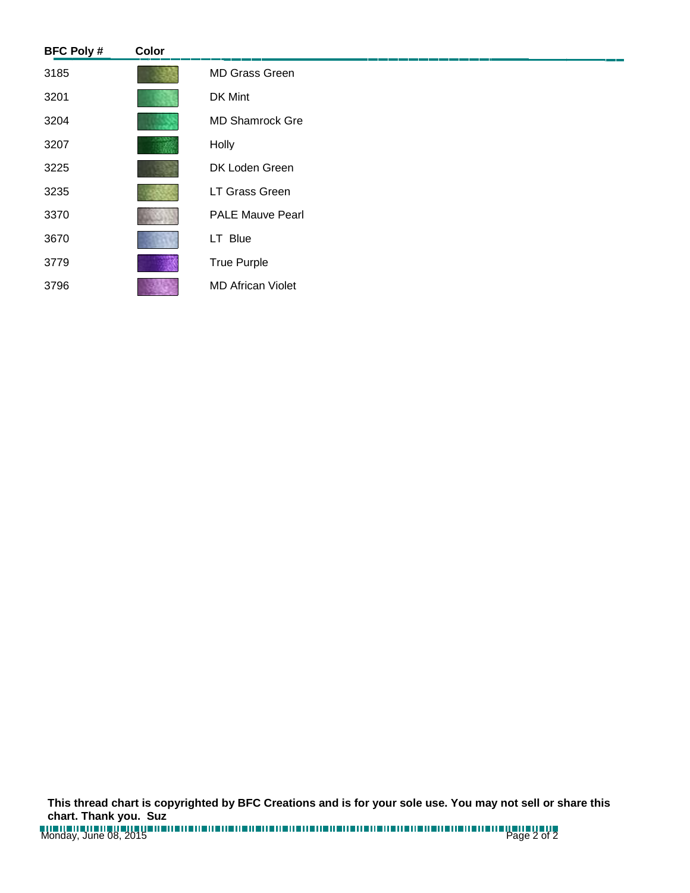| BFC Poly # | Color | |
|---|---|---|
| 3185 | | MD Grass Green |
| 3201 | | DK Mint |
| 3204 | | MD Shamrock Gre |
| 3207 | | Holly |
| 3225 | | DK Loden Green |
| 3235 | | LT Grass Green |
| 3370 | | PALE Mauve Pearl |
| 3670 | | LT Blue |
| 3779 | | True Purple |
| 3796 | | MD African Violet |

**This thread chart is copyrighted by BFC Creations and is for your sole use. You may not sell or share this chart. Thank you. Suz**

Monday, June 08, 2015